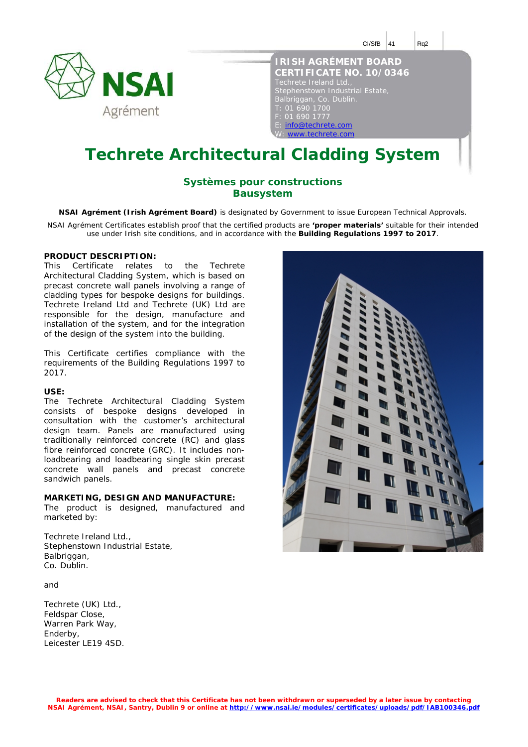| CI/SfB | 41 | Rq2 |
|---|---|---|

NSAI Agrément

**IRISH AGRÉMENT BOARD**
**CERTIFICATE NO. 10/0346**
Techrete Ireland Ltd.,
Stephenstown Industrial Estate,
Balbriggan, Co. Dublin.
T: 01 690 1700
F: 01 690 1777
E: info@techrete.com
W: www.techrete.com

# Techrete Architectural Cladding System

## Systèmes pour constructions
## Bausystem

**NSAI Agrément (Irish Agrément Board)** is designated by Government to issue European Technical Approvals.

NSAI Agrément Certificates establish proof that the certified products are **'proper materials'** suitable for their intended use under Irish site conditions, and in accordance with the **Building Regulations 1997 to 2017**.

**PRODUCT DESCRIPTION:**
This Certificate relates to the Techrete Architectural Cladding System, which is based on precast concrete wall panels involving a range of cladding types for bespoke designs for buildings. Techrete Ireland Ltd and Techrete (UK) Ltd are responsible for the design, manufacture and installation of the system, and for the integration of the design of the system into the building.

This Certificate certifies compliance with the requirements of the Building Regulations 1997 to 2017.

**USE:**
The Techrete Architectural Cladding System consists of bespoke designs developed in consultation with the customer's architectural design team. Panels are manufactured using traditionally reinforced concrete (RC) and glass fibre reinforced concrete (GRC). It includes non-loadbearing and loadbearing single skin precast concrete wall panels and precast concrete sandwich panels.

**MARKETING, DESIGN AND MANUFACTURE:**
The product is designed, manufactured and marketed by:

Techrete Ireland Ltd.,
Stephenstown Industrial Estate,
Balbriggan,
Co. Dublin.

and

Techrete (UK) Ltd.,
Feldspar Close,
Warren Park Way,
Enderby,
Leicester LE19 4SD.

**Readers are advised to check that this Certificate has not been withdrawn or superseded by a later issue by contacting NSAI Agrément, NSAI, Santry, Dublin 9 or online at http://www.nsai.ie/modules/certificates/uploads/pdf/IAB100346.pdf**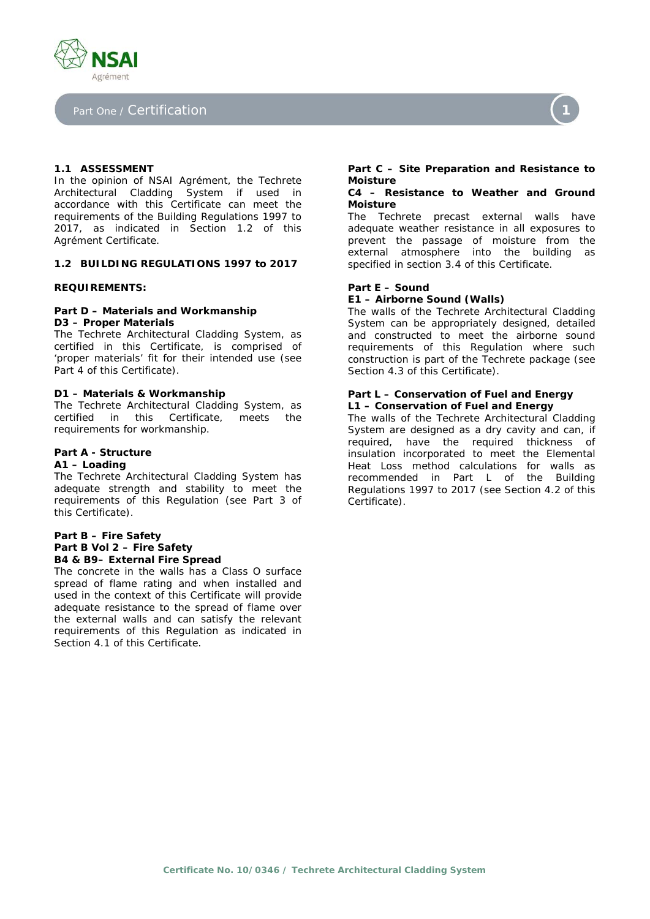# Part One / Certification

### 1.1 ASSESSMENT

In the opinion of NSAI Agrément, the Techrete Architectural Cladding System if used in accordance with this Certificate can meet the requirements of the Building Regulations 1997 to 2017, as indicated in Section 1.2 of this Agrément Certificate.

### 1.2 BUILDING REGULATIONS 1997 to 2017

**REQUIREMENTS:**

**Part D – Materials and Workmanship**
**D3 – Proper Materials**

The Techrete Architectural Cladding System, as certified in this Certificate, is comprised of 'proper materials' fit for their intended use (see Part 4 of this Certificate).

**D1 – Materials & Workmanship**

The Techrete Architectural Cladding System, as certified in this Certificate, meets the requirements for workmanship.

**Part A - Structure**
**A1 – Loading**

The Techrete Architectural Cladding System has adequate strength and stability to meet the requirements of this Regulation (see Part 3 of this Certificate).

**Part B – Fire Safety**
**Part B Vol 2 – Fire Safety**
**B4 & B9– External Fire Spread**

The concrete in the walls has a Class O surface spread of flame rating and when installed and used in the context of this Certificate will provide adequate resistance to the spread of flame over the external walls and can satisfy the relevant requirements of this Regulation as indicated in Section 4.1 of this Certificate.

**Part C – Site Preparation and Resistance to Moisture**
**C4 – Resistance to Weather and Ground Moisture**

The Techrete precast external walls have adequate weather resistance in all exposures to prevent the passage of moisture from the external atmosphere into the building as specified in section 3.4 of this Certificate.

**Part E – Sound**
**E1 – Airborne Sound (Walls)**

The walls of the Techrete Architectural Cladding System can be appropriately designed, detailed and constructed to meet the airborne sound requirements of this Regulation where such construction is part of the Techrete package (see Section 4.3 of this Certificate).

**Part L – Conservation of Fuel and Energy**
**L1 – Conservation of Fuel and Energy**

The walls of the Techrete Architectural Cladding System are designed as a dry cavity and can, if required, have the required thickness of insulation incorporated to meet the Elemental Heat Loss method calculations for walls as recommended in Part L of the Building Regulations 1997 to 2017 (see Section 4.2 of this Certificate).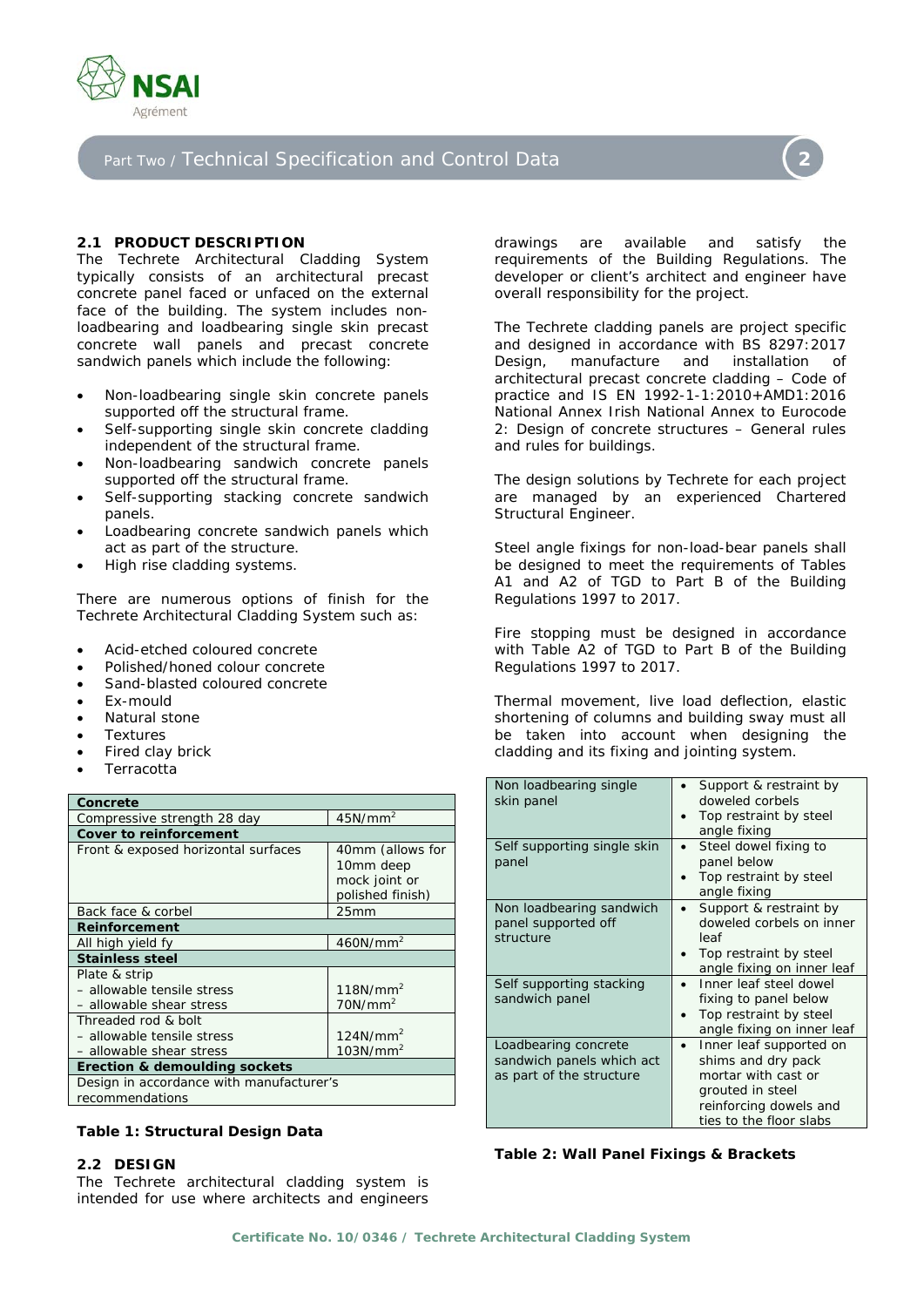## Part Two / Technical Specification and Control Data

### 2.1 PRODUCT DESCRIPTION

The Techrete Architectural Cladding System typically consists of an architectural precast concrete panel faced or unfaced on the external face of the building. The system includes non-loadbearing and loadbearing single skin precast concrete wall panels and precast concrete sandwich panels which include the following:

- Non-loadbearing single skin concrete panels supported off the structural frame.
- Self-supporting single skin concrete cladding independent of the structural frame.
- Non-loadbearing sandwich concrete panels supported off the structural frame.
- Self-supporting stacking concrete sandwich panels.
- Loadbearing concrete sandwich panels which act as part of the structure.
- High rise cladding systems.

There are numerous options of finish for the Techrete Architectural Cladding System such as:

- Acid-etched coloured concrete
- Polished/honed colour concrete
- Sand-blasted coloured concrete
- Ex-mould
- Natural stone
- Textures
- Fired clay brick
- Terracotta

| **Concrete** | |
|---|---|
| Compressive strength 28 day | 45N/mm$^2$ |
| **Cover to reinforcement** | |
| Front & exposed horizontal surfaces | 40mm (allows for 10mm deep mock joint or polished finish) |
| Back face & corbel | 25mm |
| **Reinforcement** | |
| All high yield fy | 460N/mm$^2$ |
| **Stainless steel** | |
| Plate & strip<br>– allowable tensile stress<br>– allowable shear stress | <br>118N/mm$^2$<br>70N/mm$^2$ |
| Threaded rod & bolt<br>– allowable tensile stress<br>– allowable shear stress | <br>124N/mm$^2$<br>103N/mm$^2$ |
| **Erection & demoulding sockets** | |
| Design in accordance with manufacturer's recommendations | |

**Table 1: Structural Design Data**

### 2.2 DESIGN

The Techrete architectural cladding system is intended for use where architects and engineers drawings are available and satisfy the requirements of the Building Regulations. The developer or client's architect and engineer have overall responsibility for the project.

The Techrete cladding panels are project specific and designed in accordance with BS 8297:2017 Design, manufacture and installation of architectural precast concrete cladding – Code of practice and IS EN 1992-1-1:2010+AMD1:2016 National Annex Irish National Annex to Eurocode 2: Design of concrete structures – General rules and rules for buildings.

The design solutions by Techrete for each project are managed by an experienced Chartered Structural Engineer.

Steel angle fixings for non-load-bear panels shall be designed to meet the requirements of Tables A1 and A2 of TGD to Part B of the Building Regulations 1997 to 2017.

Fire stopping must be designed in accordance with Table A2 of TGD to Part B of the Building Regulations 1997 to 2017.

Thermal movement, live load deflection, elastic shortening of columns and building sway must all be taken into account when designing the cladding and its fixing and jointing system.

| | |
|---|---|
| Non loadbearing single skin panel | • Support & restraint by doweled corbels<br>• Top restraint by steel angle fixing |
| Self supporting single skin panel | • Steel dowel fixing to panel below<br>• Top restraint by steel angle fixing |
| Non loadbearing sandwich panel supported off structure | • Support & restraint by doweled corbels on inner leaf<br>• Top restraint by steel angle fixing on inner leaf |
| Self supporting stacking sandwich panel | • Inner leaf steel dowel fixing to panel below<br>• Top restraint by steel angle fixing on inner leaf |
| Loadbearing concrete sandwich panels which act as part of the structure | • Inner leaf supported on shims and dry pack mortar with cast or grouted in steel reinforcing dowels and ties to the floor slabs |

**Table 2: Wall Panel Fixings & Brackets**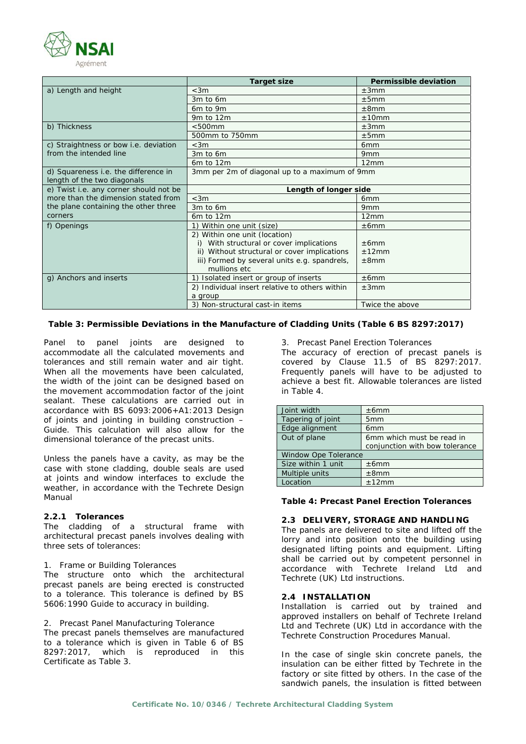| | Target size | Permissible deviation |
|---|---|---|
| a) Length and height | <3m | ±3mm |
| | 3m to 6m | ±5mm |
| | 6m to 9m | ±8mm |
| | 9m to 12m | ±10mm |
| b) Thickness | <500mm | ±3mm |
| | 500mm to 750mm | ±5mm |
| c) Straightness or bow i.e. deviation from the intended line | <3m | 6mm |
| | 3m to 6m | 9mm |
| | 6m to 12m | 12mm |
| d) Squareness i.e. the difference in length of the two diagonals | 3mm per 2m of diagonal up to a maximum of 9mm | |
| e) Twist i.e. any corner should not be more than the dimension stated from the plane containing the other three corners | **Length of longer side** | |
| | <3m | 6mm |
| | 3m to 6m | 9mm |
| | 6m to 12m | 12mm |
| f) Openings | 1) Within one unit (size) | ±6mm |
| | 2) Within one unit (location)<br>i) With structural or cover implications<br>ii) Without structural or cover implications<br>iii) Formed by several units e.g. spandrels, mullions etc | <br>±6mm<br>±12mm<br>±8mm |
| g) Anchors and inserts | 1) Isolated insert or group of inserts | ±6mm |
| | 2) Individual insert relative to others within a group | ±3mm |
| | 3) Non-structural cast-in items | Twice the above |

**Table 3: Permissible Deviations in the Manufacture of Cladding Units (Table 6 BS 8297:2017)**

Panel to panel joints are designed to accommodate all the calculated movements and tolerances and still remain water and air tight. When all the movements have been calculated, the width of the joint can be designed based on the movement accommodation factor of the joint sealant. These calculations are carried out in accordance with BS 6093:2006+A1:2013 Design of joints and jointing in building construction – Guide. This calculation will also allow for the dimensional tolerance of the precast units.

Unless the panels have a cavity, as may be the case with stone cladding, double seals are used at joints and window interfaces to exclude the weather, in accordance with the Techrete Design Manual

### 2.2.1 Tolerances

The cladding of a structural frame with architectural precast panels involves dealing with three sets of tolerances:

1. Frame or Building Tolerances

The structure onto which the architectural precast panels are being erected is constructed to a tolerance. This tolerance is defined by BS 5606:1990 Guide to accuracy in building.

2. Precast Panel Manufacturing Tolerance

The precast panels themselves are manufactured to a tolerance which is given in Table 6 of BS 8297:2017, which is reproduced in this Certificate as Table 3.

3. Precast Panel Erection Tolerances

The accuracy of erection of precast panels is covered by Clause 11.5 of BS 8297:2017. Frequently panels will have to be adjusted to achieve a best fit. Allowable tolerances are listed in Table 4.

| Joint width | ±6mm |
|---|---|
| Tapering of joint | 5mm |
| Edge alignment | 6mm |
| Out of plane | 6mm which must be read in conjunction with bow tolerance |
| Window Ope Tolerance | |
| Size within 1 unit | ±6mm |
| Multiple units | ±8mm |
| Location | ±12mm |

**Table 4: Precast Panel Erection Tolerances**

## 2.3 DELIVERY, STORAGE AND HANDLING

The panels are delivered to site and lifted off the lorry and into position onto the building using designated lifting points and equipment. Lifting shall be carried out by competent personnel in accordance with Techrete Ireland Ltd and Techrete (UK) Ltd instructions.

## 2.4 INSTALLATION

Installation is carried out by trained and approved installers on behalf of Techrete Ireland Ltd and Techrete (UK) Ltd in accordance with the Techrete Construction Procedures Manual.

In the case of single skin concrete panels, the insulation can be either fitted by Techrete in the factory or site fitted by others. In the case of the sandwich panels, the insulation is fitted between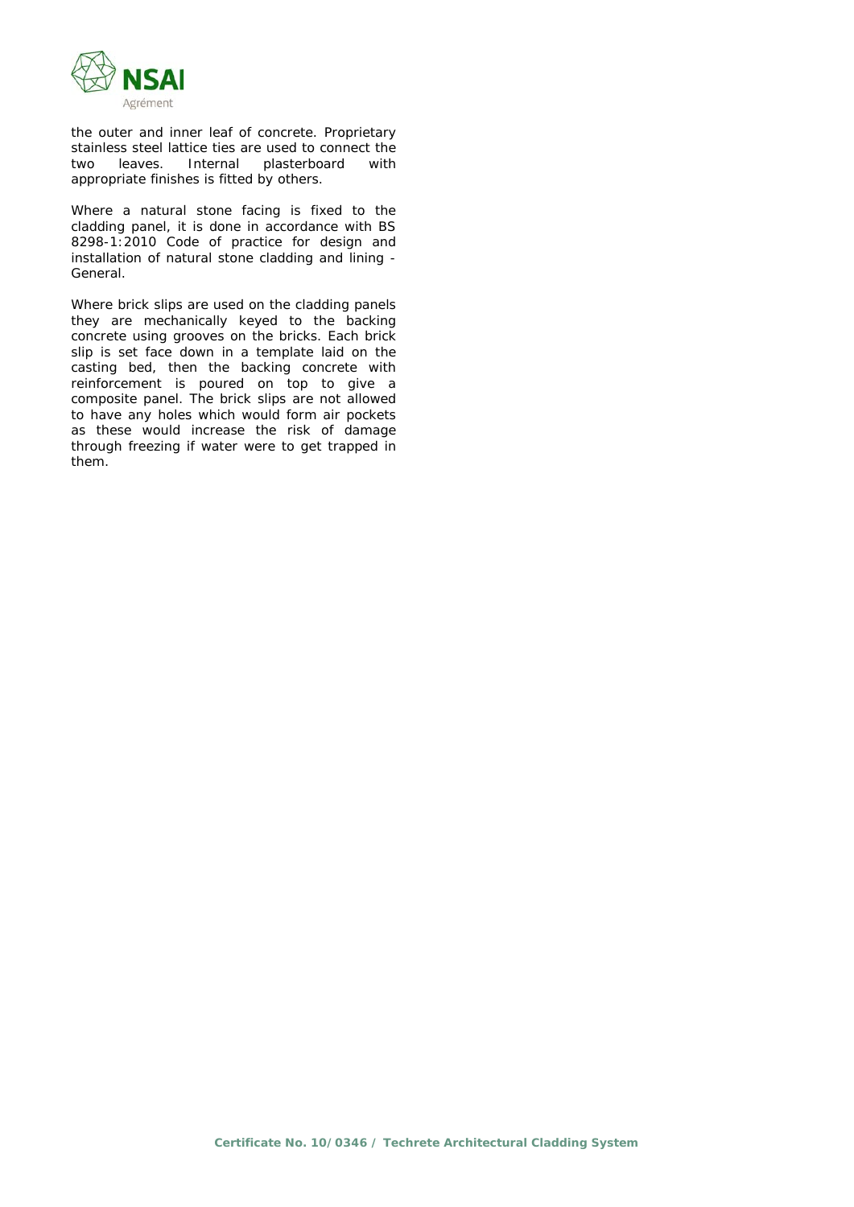the outer and inner leaf of concrete. Proprietary stainless steel lattice ties are used to connect the two leaves. Internal plasterboard with appropriate finishes is fitted by others.

Where a natural stone facing is fixed to the cladding panel, it is done in accordance with BS 8298-1:2010 Code of practice for design and installation of natural stone cladding and lining - General.

Where brick slips are used on the cladding panels they are mechanically keyed to the backing concrete using grooves on the bricks. Each brick slip is set face down in a template laid on the casting bed, then the backing concrete with reinforcement is poured on top to give a composite panel. The brick slips are not allowed to have any holes which would form air pockets as these would increase the risk of damage through freezing if water were to get trapped in them.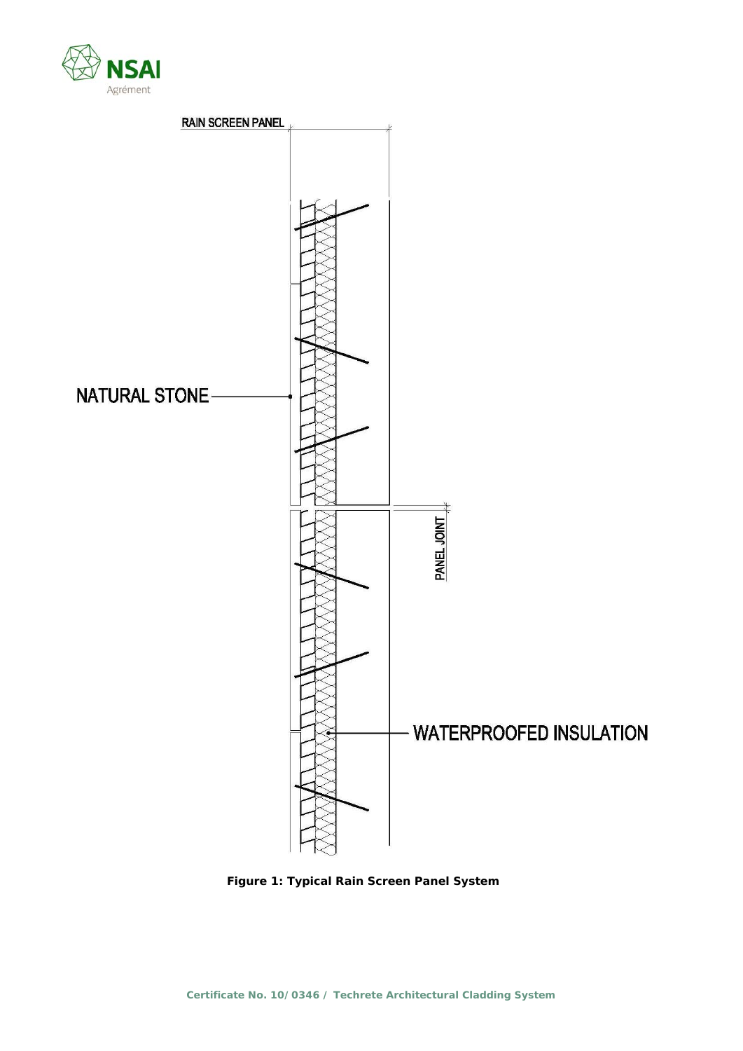RAIN SCREEN PANEL

NATURAL STONE

PANEL JOINT

WATERPROOFED INSULATION

**Figure 1: Typical Rain Screen Panel System**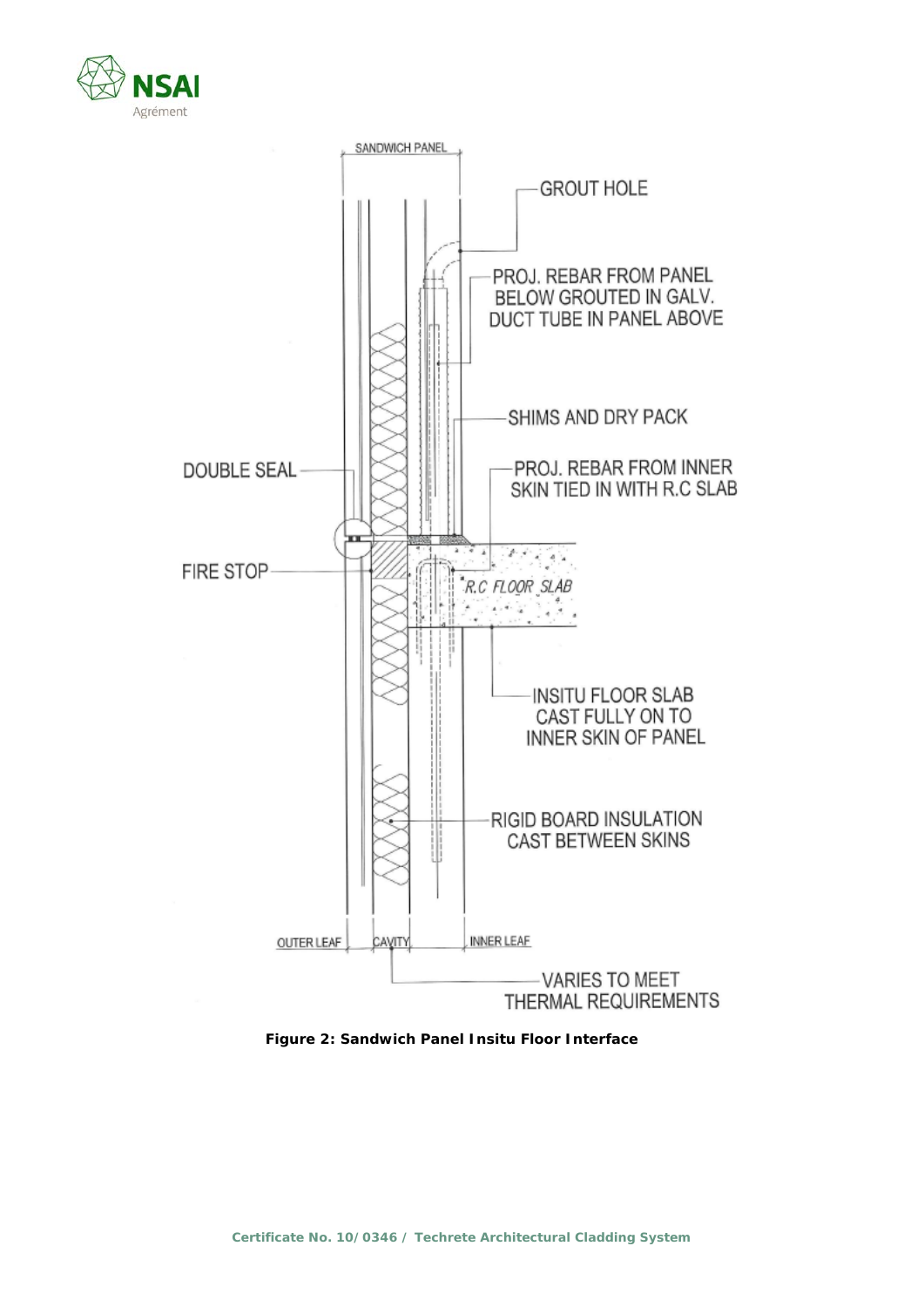SANDWICH PANEL

GROUT HOLE

PROJ. REBAR FROM PANEL BELOW GROUTED IN GALV. DUCT TUBE IN PANEL ABOVE

SHIMS AND DRY PACK

DOUBLE SEAL

PROJ. REBAR FROM INNER SKIN TIED IN WITH R.C SLAB

FIRE STOP

R.C FLOOR SLAB

INSITU FLOOR SLAB CAST FULLY ON TO INNER SKIN OF PANEL

RIGID BOARD INSULATION CAST BETWEEN SKINS

OUTER LEAF

CAVITY

INNER LEAF

VARIES TO MEET THERMAL REQUIREMENTS

**Figure 2: Sandwich Panel Insitu Floor Interface**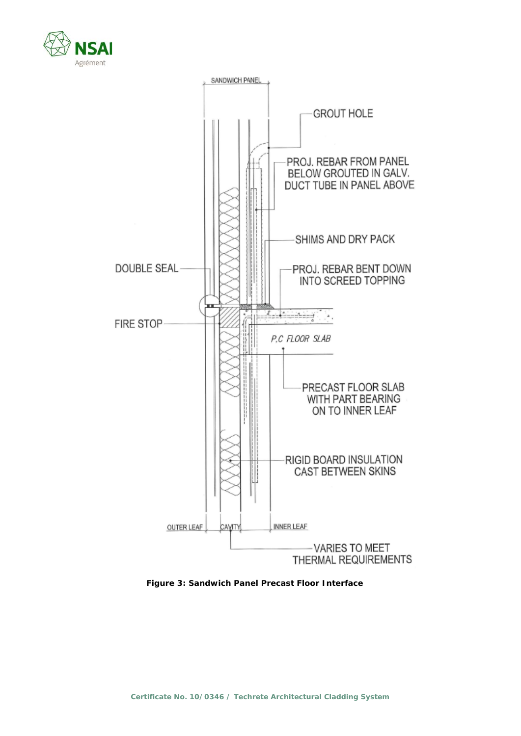SANDWICH PANEL

GROUT HOLE

PROJ. REBAR FROM PANEL BELOW GROUTED IN GALV. DUCT TUBE IN PANEL ABOVE

SHIMS AND DRY PACK

DOUBLE SEAL

PROJ. REBAR BENT DOWN INTO SCREED TOPPING

FIRE STOP

P.C FLOOR SLAB

PRECAST FLOOR SLAB WITH PART BEARING ON TO INNER LEAF

RIGID BOARD INSULATION CAST BETWEEN SKINS

OUTER LEAF

CAVITY

INNER LEAF

VARIES TO MEET THERMAL REQUIREMENTS

**Figure 3: Sandwich Panel Precast Floor Interface**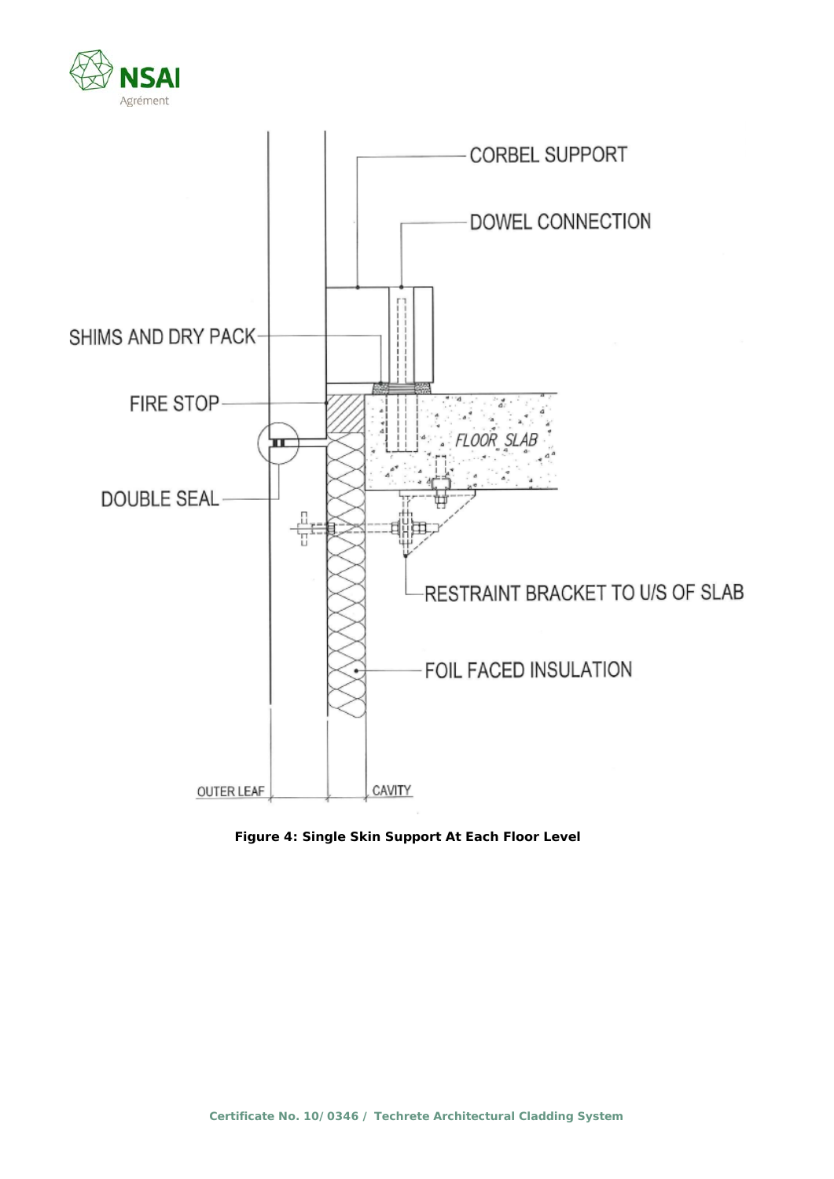CORBEL SUPPORT

DOWEL CONNECTION

SHIMS AND DRY PACK

FIRE STOP

FLOOR SLAB

DOUBLE SEAL

RESTRAINT BRACKET TO U/S OF SLAB

FOIL FACED INSULATION

OUTER LEAF

CAVITY

**Figure 4: Single Skin Support At Each Floor Level**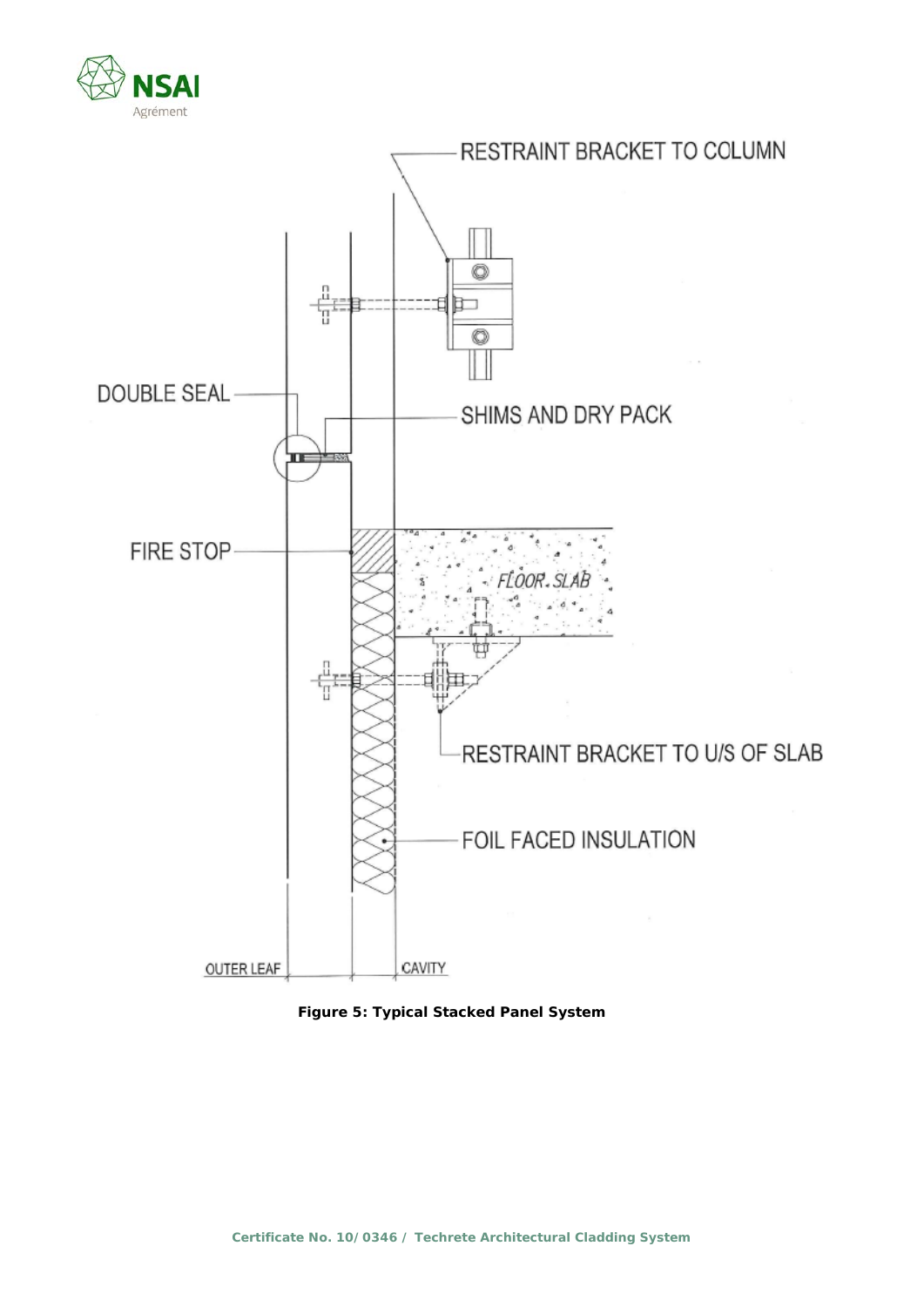RESTRAINT BRACKET TO COLUMN

DOUBLE SEAL

SHIMS AND DRY PACK

FIRE STOP

FLOOR SLAB

RESTRAINT BRACKET TO U/S OF SLAB

FOIL FACED INSULATION

OUTER LEAF

CAVITY

**Figure 5: Typical Stacked Panel System**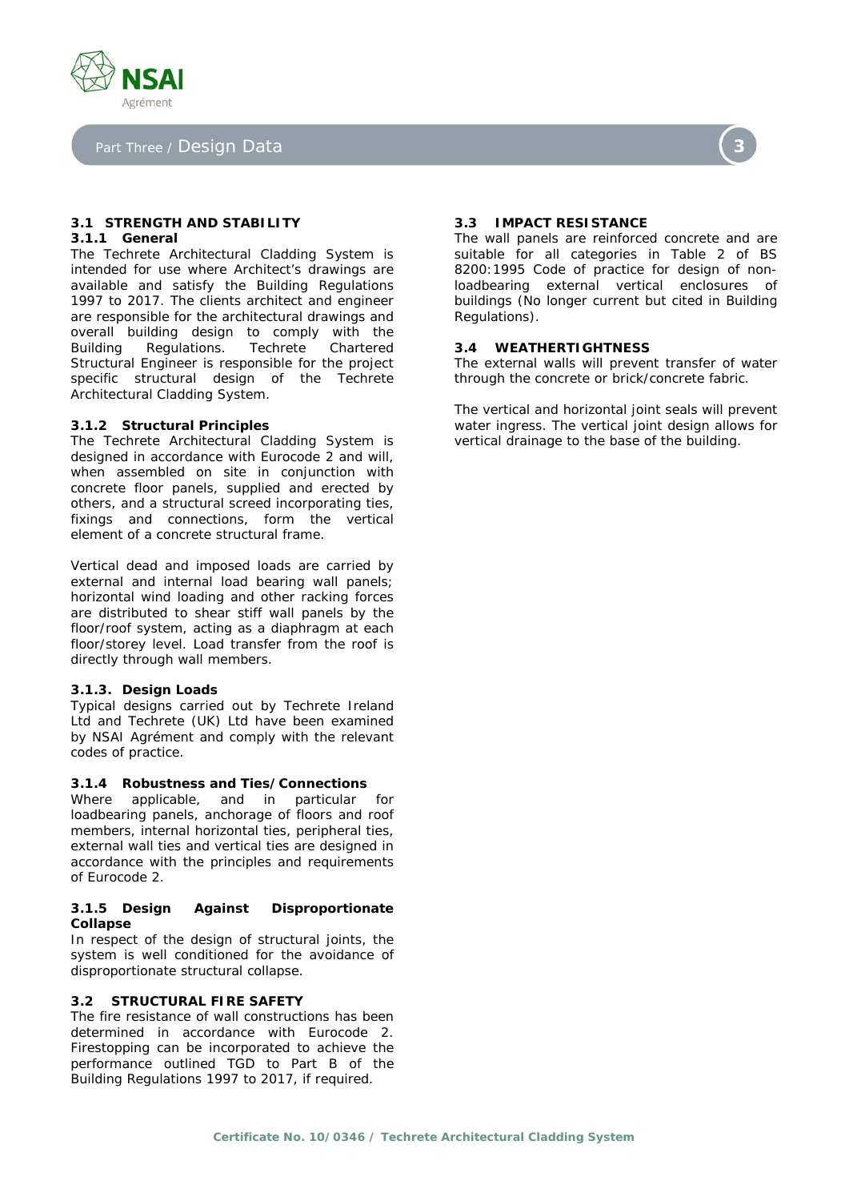# Part Three / Design Data

## 3.1 STRENGTH AND STABILITY

### 3.1.1 General

The Techrete Architectural Cladding System is intended for use where Architect's drawings are available and satisfy the Building Regulations 1997 to 2017. The clients architect and engineer are responsible for the architectural drawings and overall building design to comply with the Building Regulations. Techrete Chartered Structural Engineer is responsible for the project specific structural design of the Techrete Architectural Cladding System.

### 3.1.2 Structural Principles

The Techrete Architectural Cladding System is designed in accordance with Eurocode 2 and will, when assembled on site in conjunction with concrete floor panels, supplied and erected by others, and a structural screed incorporating ties, fixings and connections, form the vertical element of a concrete structural frame.

Vertical dead and imposed loads are carried by external and internal load bearing wall panels; horizontal wind loading and other racking forces are distributed to shear stiff wall panels by the floor/roof system, acting as a diaphragm at each floor/storey level. Load transfer from the roof is directly through wall members.

### 3.1.3. Design Loads

Typical designs carried out by Techrete Ireland Ltd and Techrete (UK) Ltd have been examined by NSAI Agrément and comply with the relevant codes of practice.

### 3.1.4 Robustness and Ties/Connections

Where applicable, and in particular for loadbearing panels, anchorage of floors and roof members, internal horizontal ties, peripheral ties, external wall ties and vertical ties are designed in accordance with the principles and requirements of Eurocode 2.

### 3.1.5 Design Against Disproportionate Collapse

In respect of the design of structural joints, the system is well conditioned for the avoidance of disproportionate structural collapse.

## 3.2 STRUCTURAL FIRE SAFETY

The fire resistance of wall constructions has been determined in accordance with Eurocode 2. Firestopping can be incorporated to achieve the performance outlined TGD to Part B of the Building Regulations 1997 to 2017, if required.

## 3.3 IMPACT RESISTANCE

The wall panels are reinforced concrete and are suitable for all categories in Table 2 of BS 8200:1995 Code of practice for design of non-loadbearing external vertical enclosures of buildings (No longer current but cited in Building Regulations).

## 3.4 WEATHERTIGHTNESS

The external walls will prevent transfer of water through the concrete or brick/concrete fabric.

The vertical and horizontal joint seals will prevent water ingress. The vertical joint design allows for vertical drainage to the base of the building.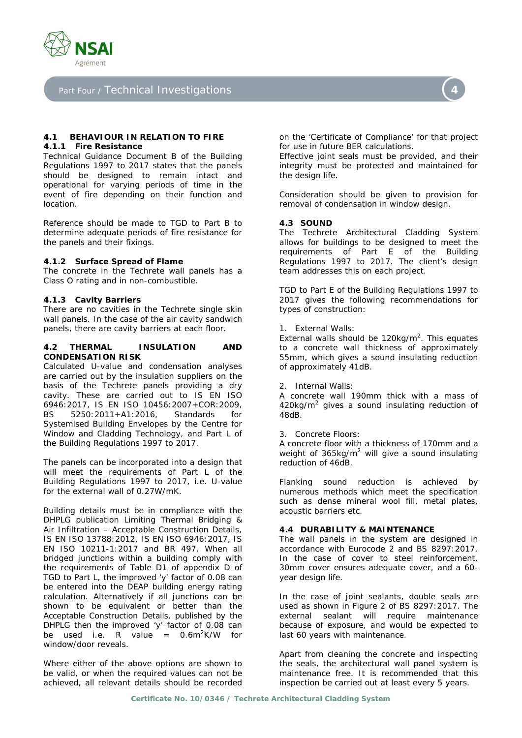# Part Four / Technical Investigations

## 4.1 BEHAVIOUR IN RELATION TO FIRE

### 4.1.1 Fire Resistance

Technical Guidance Document B of the Building Regulations 1997 to 2017 states that the panels should be designed to remain intact and operational for varying periods of time in the event of fire depending on their function and location.

Reference should be made to TGD to Part B to determine adequate periods of fire resistance for the panels and their fixings.

### 4.1.2 Surface Spread of Flame

The concrete in the Techrete wall panels has a Class O rating and in non-combustible.

### 4.1.3 Cavity Barriers

There are no cavities in the Techrete single skin wall panels. In the case of the air cavity sandwich panels, there are cavity barriers at each floor.

## 4.2 THERMAL INSULATION AND CONDENSATION RISK

Calculated U-value and condensation analyses are carried out by the insulation suppliers on the basis of the Techrete panels providing a dry cavity. These are carried out to IS EN ISO 6946:2017, IS EN 10456:2007+COR:2009, BS 5250:2011+A1:2016, Standards for Systemised Building Envelopes by the Centre for Window and Cladding Technology, and Part L of the Building Regulations 1997 to 2017.

The panels can be incorporated into a design that will meet the requirements of Part L of the Building Regulations 1997 to 2017, i.e. U-value for the external wall of 0.27W/mK.

Building details must be in compliance with the DHPLG publication Limiting Thermal Bridging & Air Infiltration – Acceptable Construction Details, IS EN ISO 13788:2012, IS EN ISO 6946:2017, IS EN ISO 10211-1:2017 and BR 497. When all bridged junctions within a building comply with the requirements of Table D1 of appendix D of TGD to Part L, the improved 'y' factor of 0.08 can be entered into the DEAP building energy rating calculation. Alternatively if all junctions can be shown to be equivalent or better than the Acceptable Construction Details, published by the DHPLG then the improved 'y' factor of 0.08 can be used i.e. R value = 0.6m$^2$K/W for window/door reveals.

Where either of the above options are shown to be valid, or when the required values can not be achieved, all relevant details should be recorded on the 'Certificate of Compliance' for that project for use in future BER calculations.

Effective joint seals must be provided, and their integrity must be protected and maintained for the design life.

Consideration should be given to provision for removal of condensation in window design.

## 4.3 SOUND

The Techrete Architectural Cladding System allows for buildings to be designed to meet the requirements of Part E of the Building Regulations 1997 to 2017. The client's design team addresses this on each project.

TGD to Part E of the Building Regulations 1997 to 2017 gives the following recommendations for types of construction:

1. External Walls:
External walls should be 120kg/m$^2$. This equates to a concrete wall thickness of approximately 55mm, which gives a sound insulating reduction of approximately 41dB.

2. Internal Walls:
A concrete wall 190mm thick with a mass of 420kg/m$^2$ gives a sound insulating reduction of 48dB.

3. Concrete Floors:
A concrete floor with a thickness of 170mm and a weight of 365kg/m$^2$ will give a sound insulating reduction of 46dB.

Flanking sound reduction is achieved by numerous methods which meet the specification such as dense mineral wool fill, metal plates, acoustic barriers etc.

## 4.4 DURABILITY & MAINTENANCE

The wall panels in the system are designed in accordance with Eurocode 2 and BS 8297:2017. In the case of cover to steel reinforcement, 30mm cover ensures adequate cover, and a 60-year design life.

In the case of joint sealants, double seals are used as shown in Figure 2 of BS 8297:2017. The external sealant will require maintenance because of exposure, and would be expected to last 60 years with maintenance.

Apart from cleaning the concrete and inspecting the seals, the architectural wall panel system is maintenance free. It is recommended that this inspection be carried out at least every 5 years.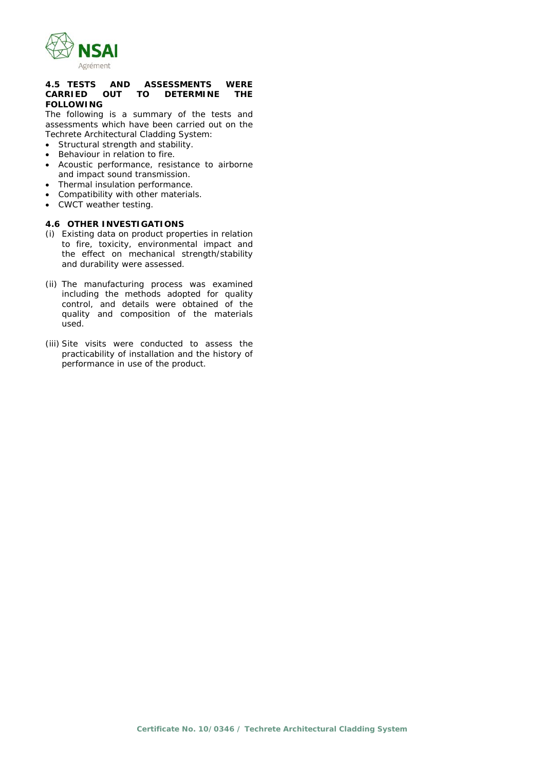### 4.5 TESTS AND ASSESSMENTS WERE CARRIED OUT TO DETERMINE THE FOLLOWING

The following is a summary of the tests and assessments which have been carried out on the Techrete Architectural Cladding System:

- Structural strength and stability.
- Behaviour in relation to fire.
- Acoustic performance, resistance to airborne and impact sound transmission.
- Thermal insulation performance.
- Compatibility with other materials.
- CWCT weather testing.

### 4.6 OTHER INVESTIGATIONS

(i) Existing data on product properties in relation to fire, toxicity, environmental impact and the effect on mechanical strength/stability and durability were assessed.

(ii) The manufacturing process was examined including the methods adopted for quality control, and details were obtained of the quality and composition of the materials used.

(iii) Site visits were conducted to assess the practicability of installation and the history of performance in use of the product.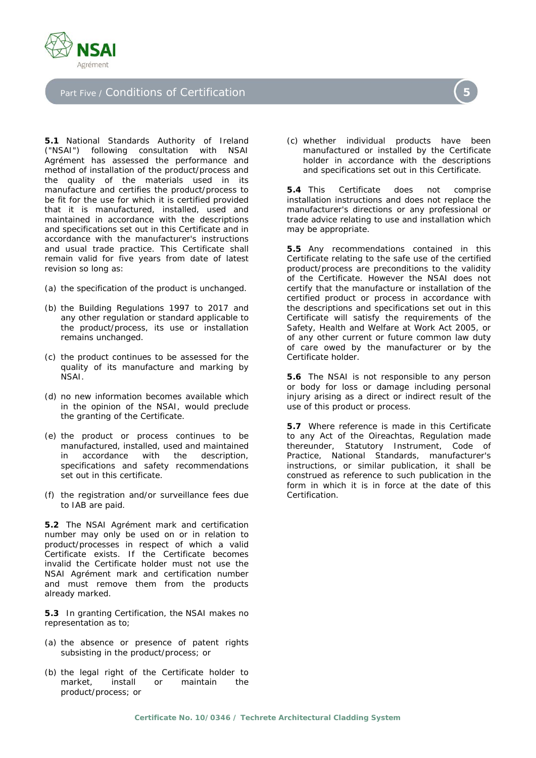## Part Five / Conditions of Certification

**5.1** National Standards Authority of Ireland ("NSAI") following consultation with NSAI Agrément has assessed the performance and method of installation of the product/process and the quality of the materials used in its manufacture and certifies the product/process to be fit for the use for which it is certified provided that it is manufactured, installed, used and maintained in accordance with the descriptions and specifications set out in this Certificate and in accordance with the manufacturer's instructions and usual trade practice. This Certificate shall remain valid for five years from date of latest revision so long as:

(a) the specification of the product is unchanged.

(b) the Building Regulations 1997 to 2017 and any other regulation or standard applicable to the product/process, its use or installation remains unchanged.

(c) the product continues to be assessed for the quality of its manufacture and marking by NSAI.

(d) no new information becomes available which in the opinion of the NSAI, would preclude the granting of the Certificate.

(e) the product or process continues to be manufactured, installed, used and maintained in accordance with the description, specifications and safety recommendations set out in this certificate.

(f) the registration and/or surveillance fees due to IAB are paid.

**5.2** The NSAI Agrément mark and certification number may only be used on or in relation to product/processes in respect of which a valid Certificate exists. If the Certificate becomes invalid the Certificate holder must not use the NSAI Agrément mark and certification number and must remove them from the products already marked.

**5.3** In granting Certification, the NSAI makes no representation as to;

(a) the absence or presence of patent rights subsisting in the product/process; or

(b) the legal right of the Certificate holder to market, install or maintain the product/process; or

(c) whether individual products have been manufactured or installed by the Certificate holder in accordance with the descriptions and specifications set out in this Certificate.

**5.4** This Certificate does not comprise installation instructions and does not replace the manufacturer's directions or any professional or trade advice relating to use and installation which may be appropriate.

**5.5** Any recommendations contained in this Certificate relating to the safe use of the certified product/process are preconditions to the validity of the Certificate. However the NSAI does not certify that the manufacture or installation of the certified product or process in accordance with the descriptions and specifications set out in this Certificate will satisfy the requirements of the Safety, Health and Welfare at Work Act 2005, or of any other current or future common law duty of care owed by the manufacturer or by the Certificate holder.

**5.6** The NSAI is not responsible to any person or body for loss or damage including personal injury arising as a direct or indirect result of the use of this product or process.

**5.7** Where reference is made in this Certificate to any Act of the Oireachtas, Regulation made thereunder, Statutory Instrument, Code of Practice, National Standards, manufacturer's instructions, or similar publication, it shall be construed as reference to such publication in the form in which it is in force at the date of this Certification.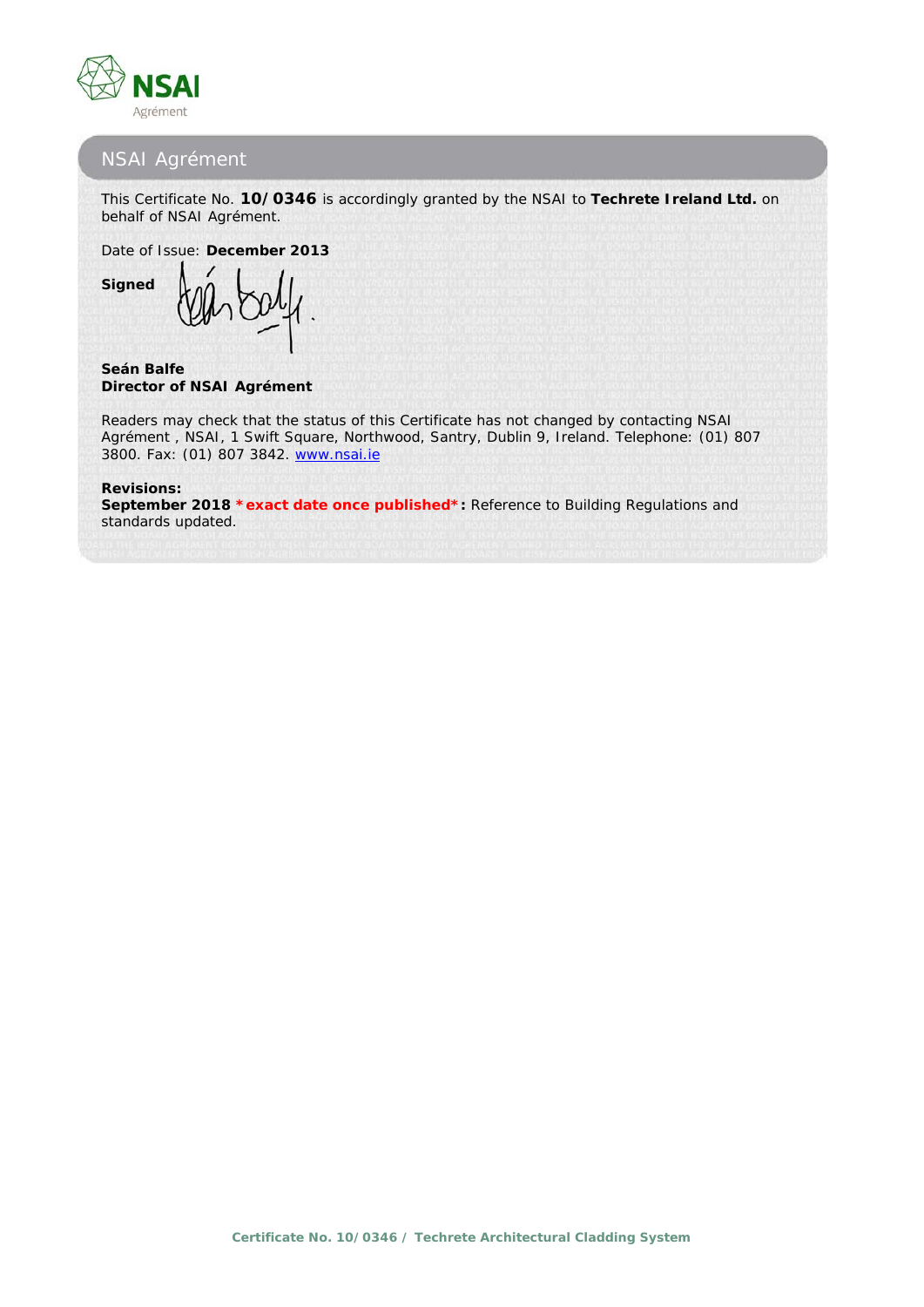## NSAI Agrément

This Certificate No. **10/0346** is accordingly granted by the NSAI to **Techrete Ireland Ltd.** on behalf of NSAI Agrément.

Date of Issue: **December 2013**

**Signed**

**Seán Balfe**
**Director of NSAI Agrément**

Readers may check that the status of this Certificate has not changed by contacting NSAI Agrément , NSAI, 1 Swift Square, Northwood, Santry, Dublin 9, Ireland. Telephone: (01) 807 3800. Fax: (01) 807 3842. www.nsai.ie

**Revisions:**
**September 2018 *exact date once published*:** Reference to Building Regulations and standards updated.